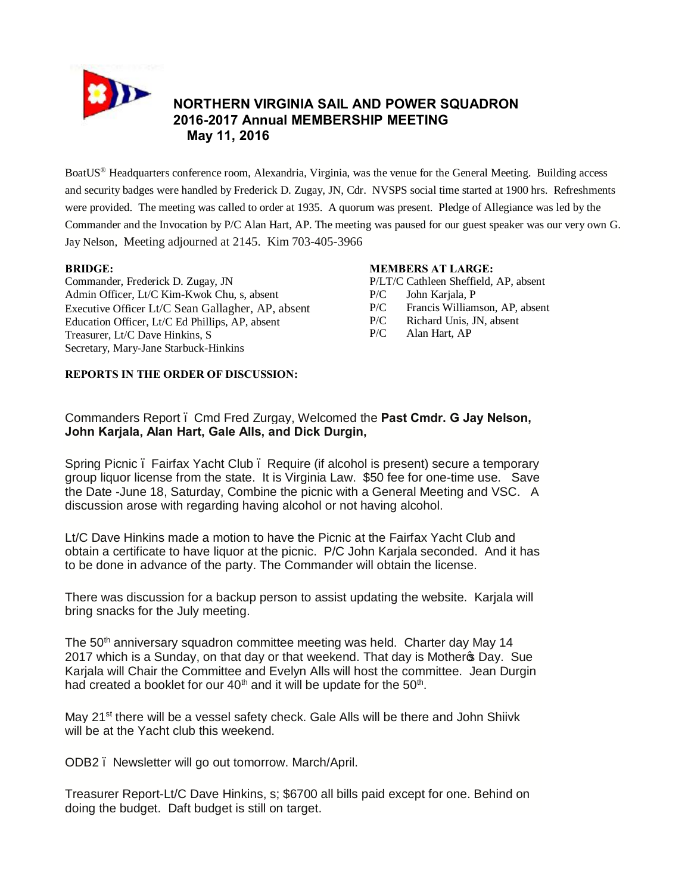# NORTHERN VIRGINIA SAIL AND POWER SQUADRON
## 2016-2017 Annual MEMBERSHIP MEETING
## May 11, 2016

BoatUS® Headquarters conference room, Alexandria, Virginia, was the venue for the General Meeting. Building access and security badges were handled by Frederick D. Zugay, JN, Cdr. NVSPS social time started at 1900 hrs. Refreshments were provided. The meeting was called to order at 1935. A quorum was present. Pledge of Allegiance was led by the Commander and the Invocation by P/C Alan Hart, AP. The meeting was paused for our guest speaker was our very own G. Jay Nelson, Meeting adjourned at 2145. Kim 703-405-3966

**BRIDGE:**
Commander, Frederick D. Zugay, JN
Admin Officer, Lt/C Kim-Kwok Chu, s, absent
Executive Officer Lt/C Sean Gallagher, AP, absent
Education Officer, Lt/C Ed Phillips, AP, absent
Treasurer, Lt/C Dave Hinkins, S
Secretary, Mary-Jane Starbuck-Hinkins

**MEMBERS AT LARGE:**
P/LT/C Cathleen Sheffield, AP, absent
P/C John Karjala, P
P/C Francis Williamson, AP, absent
P/C Richard Unis, JN, absent
P/C Alan Hart, AP

**REPORTS IN THE ORDER OF DISCUSSION:**

Commanders Report – Cmd Fred Zurgay, Welcomed the **Past Cmdr. G Jay Nelson, John Karjala, Alan Hart, Gale Alls, and Dick Durgin,**

Spring Picnic – Fairfax Yacht Club – Require (if alcohol is present) secure a temporary group liquor license from the state. It is Virginia Law. $50 fee for one-time use. Save the Date -June 18, Saturday, Combine the picnic with a General Meeting and VSC. A discussion arose with regarding having alcohol or not having alcohol.

Lt/C Dave Hinkins made a motion to have the Picnic at the Fairfax Yacht Club and obtain a certificate to have liquor at the picnic. P/C John Karjala seconded. And it has to be done in advance of the party. The Commander will obtain the license.

There was discussion for a backup person to assist updating the website. Karjala will bring snacks for the July meeting.

The 50th anniversary squadron committee meeting was held. Charter day May 14 2017 which is a Sunday, on that day or that weekend. That day is Mother's Day. Sue Karjala will Chair the Committee and Evelyn Alls will host the committee. Jean Durgin had created a booklet for our 40th and it will be update for the 50th.

May 21st there will be a vessel safety check. Gale Alls will be there and John Shiivk will be at the Yacht club this weekend.

ODB2 – Newsletter will go out tomorrow. March/April.

Treasurer Report-Lt/C Dave Hinkins, s; $6700 all bills paid except for one. Behind on doing the budget. Daft budget is still on target.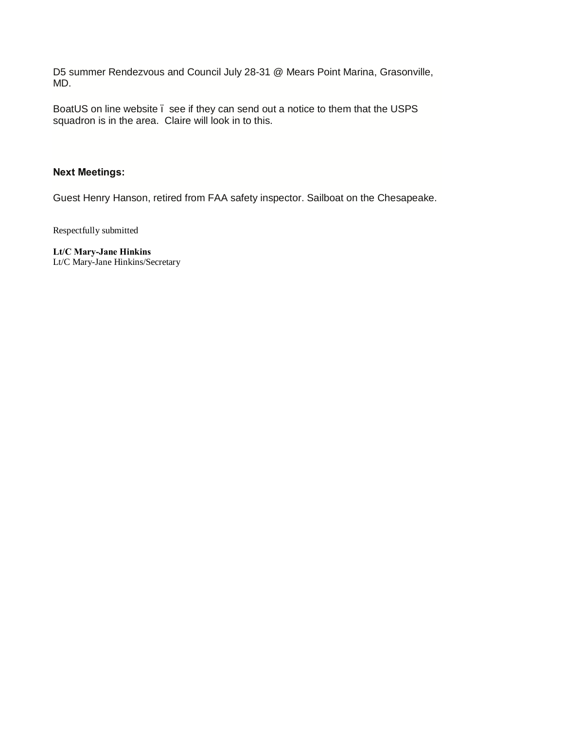D5 summer Rendezvous and Council July 28-31 @ Mears Point Marina, Grasonville, MD.

BoatUS on line website ï see if they can send out a notice to them that the USPS squadron is in the area. Claire will look in to this.

**Next Meetings:**

Guest Henry Hanson, retired from FAA safety inspector. Sailboat on the Chesapeake.

Respectfully submitted

**Lt/C Mary-Jane Hinkins**
Lt/C Mary-Jane Hinkins/Secretary